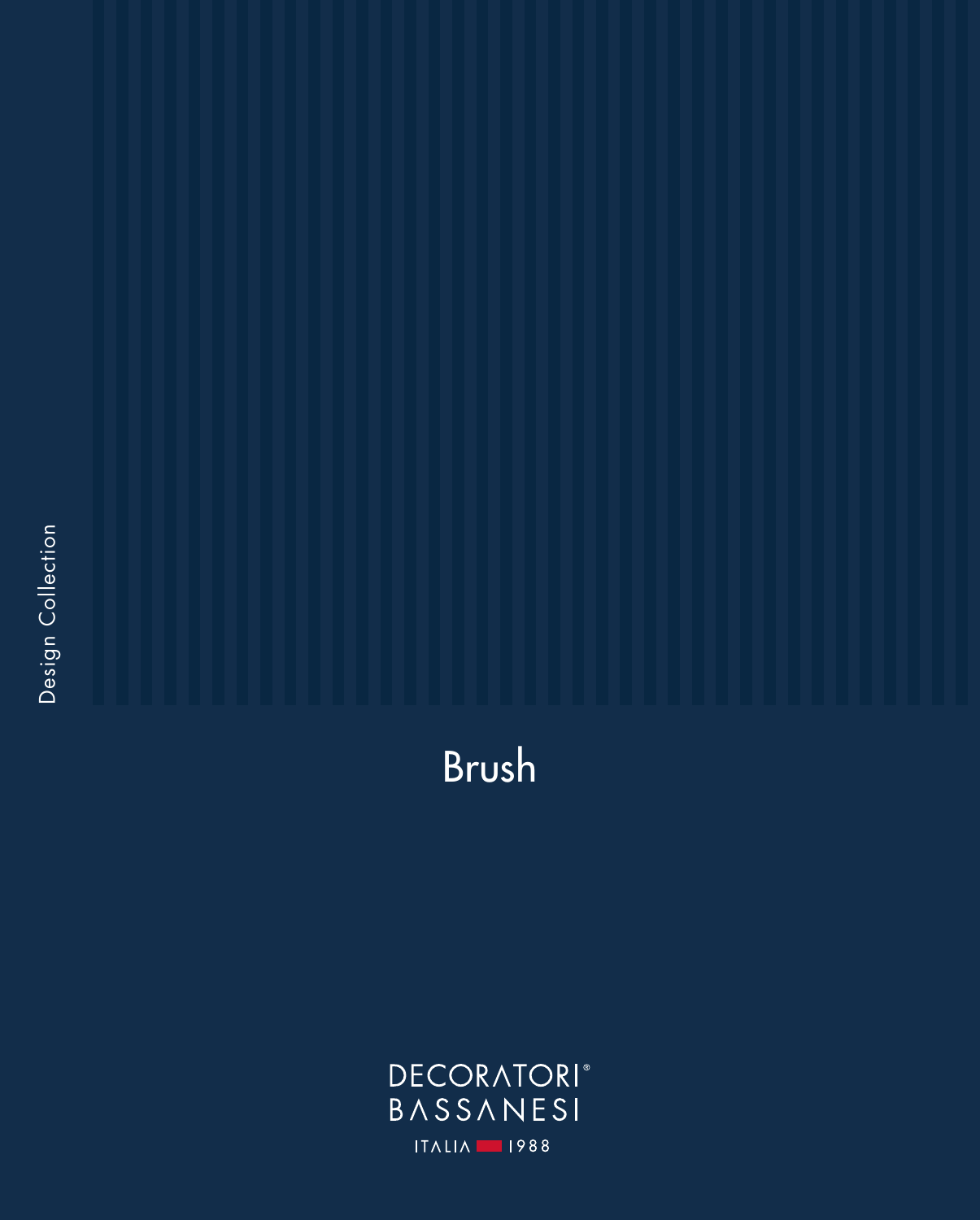Design Collection

# Brush

DECORATORI®
BASSANESI

ITALIA 1988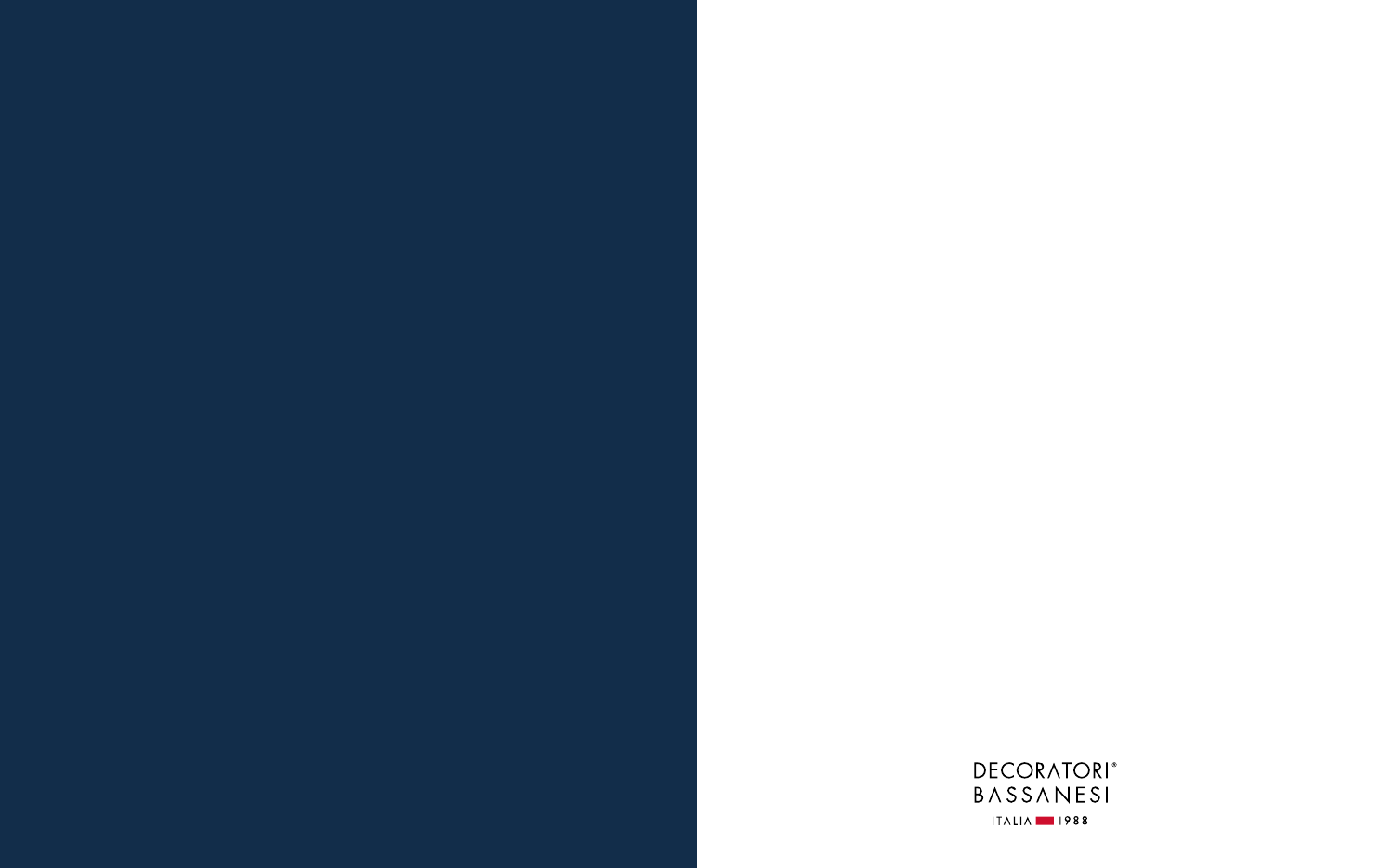DECORATORI®
BASSANESI

ITALIA 1988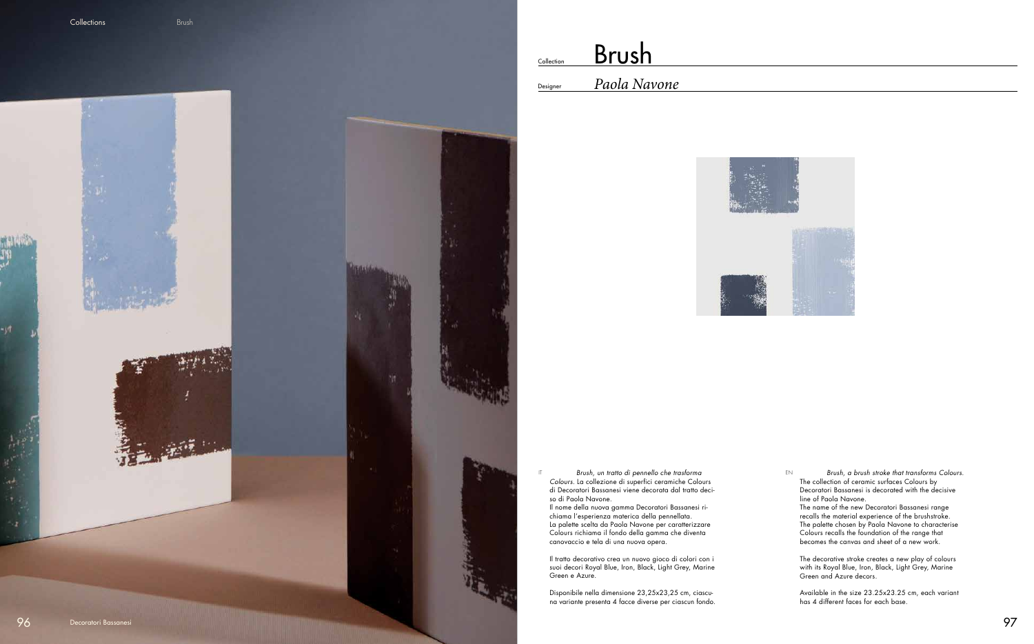Collection

# Brush

Designer

## *Paola Navone*

IT

*Brush, un tratto di pennello che trasforma Colours.* La collezione di superfici ceramiche Colours di Decoratori Bassanesi viene decorata dal tratto deciso di Paola Navone.
Il nome della nuova gamma Decoratori Bassanesi richiama l'esperienza materica della pennellata.
La palette scelta da Paola Navone per caratterizzare Colours richiama il fondo della gamma che diventa canovaccio e tela di una nuova opera.

Il tratto decorativo crea un nuovo gioco di colori con i suoi decori Royal Blue, Iron, Black, Light Grey, Marine Green e Azure.

Disponibile nella dimensione 23,25x23,25 cm, ciascuna variante presenta 4 facce diverse per ciascun fondo.

EN

*Brush, a brush stroke that transforms Colours.* The collection of ceramic surfaces Colours by Decoratori Bassanesi is decorated with the decisive line of Paola Navone.
The name of the new Decoratori Bassanesi range recalls the material experience of the brushstroke.
The palette chosen by Paola Navone to characterise Colours recalls the foundation of the range that becomes the canvas and sheet of a new work.

The decorative stroke creates a new play of colours with its Royal Blue, Iron, Black, Light Grey, Marine Green and Azure decors.

Available in the size 23.25x23.25 cm, each variant has 4 different faces for each base.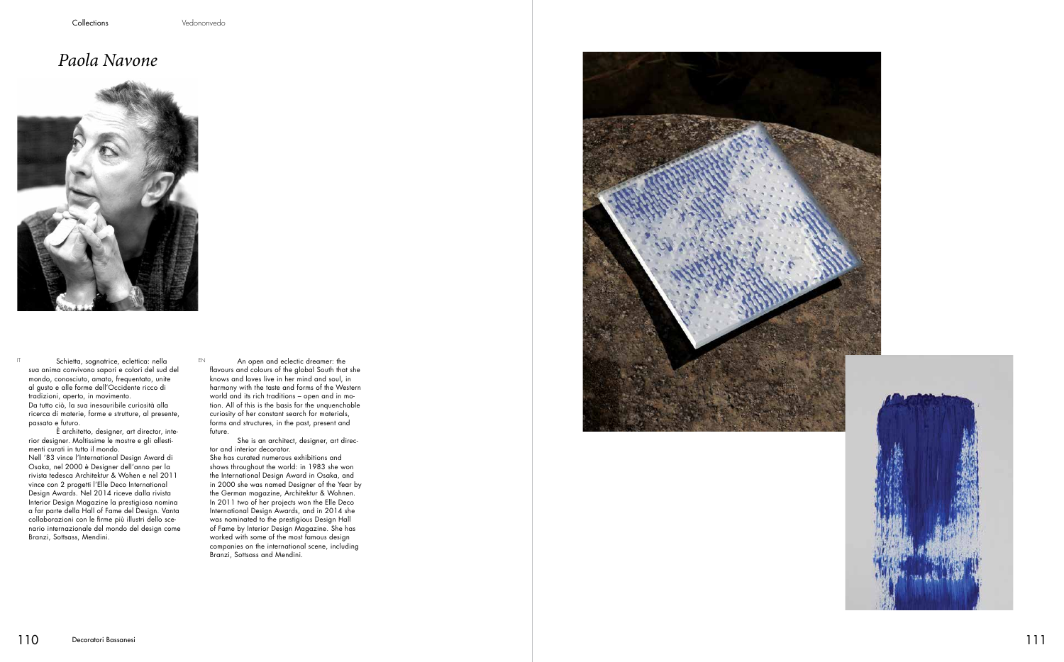# *Paola Navone*

IT

Schietta, sognatrice, eclettica: nella sua anima convivono sapori e colori del sud del mondo, conosciuto, amato, frequentato, unite al gusto e alle forme dell'Occidente ricco di tradizioni, aperto, in movimento.
Da tutto ciò, la sua inesauribile curiosità alla ricerca di materie, forme e strutture, al presente, passato e futuro.

È architetto, designer, art director, interior designer. Moltissime le mostre e gli allestimenti curati in tutto il mondo.
Nell '83 vince l'International Design Award di Osaka, nel 2000 è Designer dell'anno per la rivista tedesca Architektur & Wohen e nel 2011 vince con 2 progetti l'Elle Deco International Design Awards. Nel 2014 riceve dalla rivista Interior Design Magazine la prestigiosa nomina a far parte della Hall of Fame del Design. Vanta collaborazioni con le firme più illustri dello scenario internazionale del mondo del design come Branzi, Sottsass, Mendini.

EN

An open and eclectic dreamer: the flavours and colours of the global South that she knows and loves live in her mind and soul, in harmony with the taste and forms of the Western world and its rich traditions – open and in motion. All of this is the basis for the unquenchable curiosity of her constant search for materials, forms and structures, in the past, present and future.

She is an architect, designer, art director and interior decorator.
She has curated numerous exhibitions and shows throughout the world: in 1983 she won the International Design Award in Osaka, and in 2000 she was named Designer of the Year by the German magazine, Architektur & Wohnen. In 2011 two of her projects won the Elle Deco International Design Awards, and in 2014 she was nominated to the prestigious Design Hall of Fame by Interior Design Magazine. She has worked with some of the most famous design companies on the international scene, including Branzi, Sottsass and Mendini.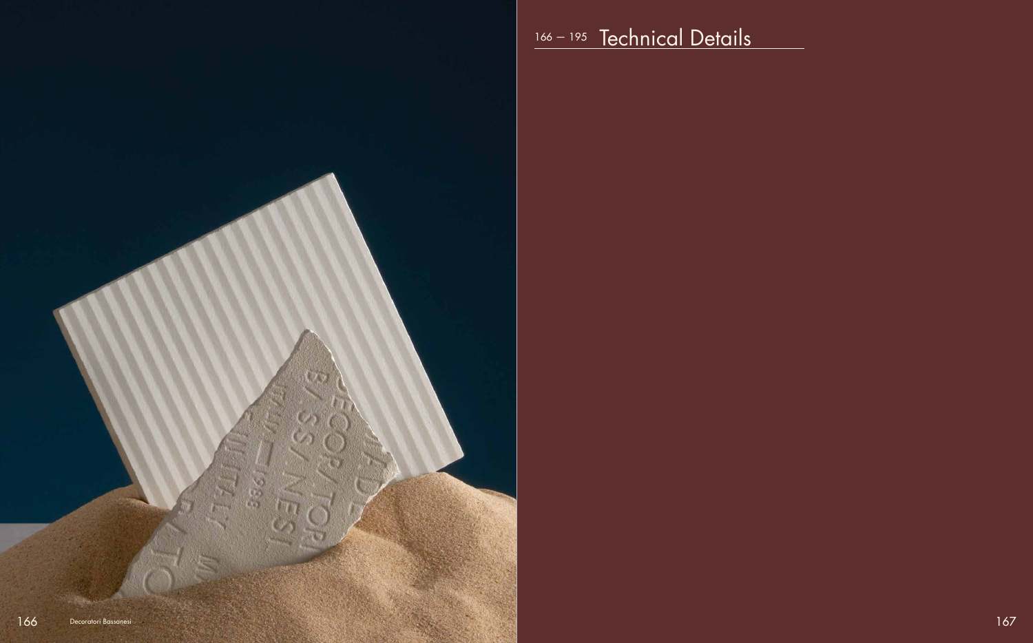## 166 — 195 Technical Details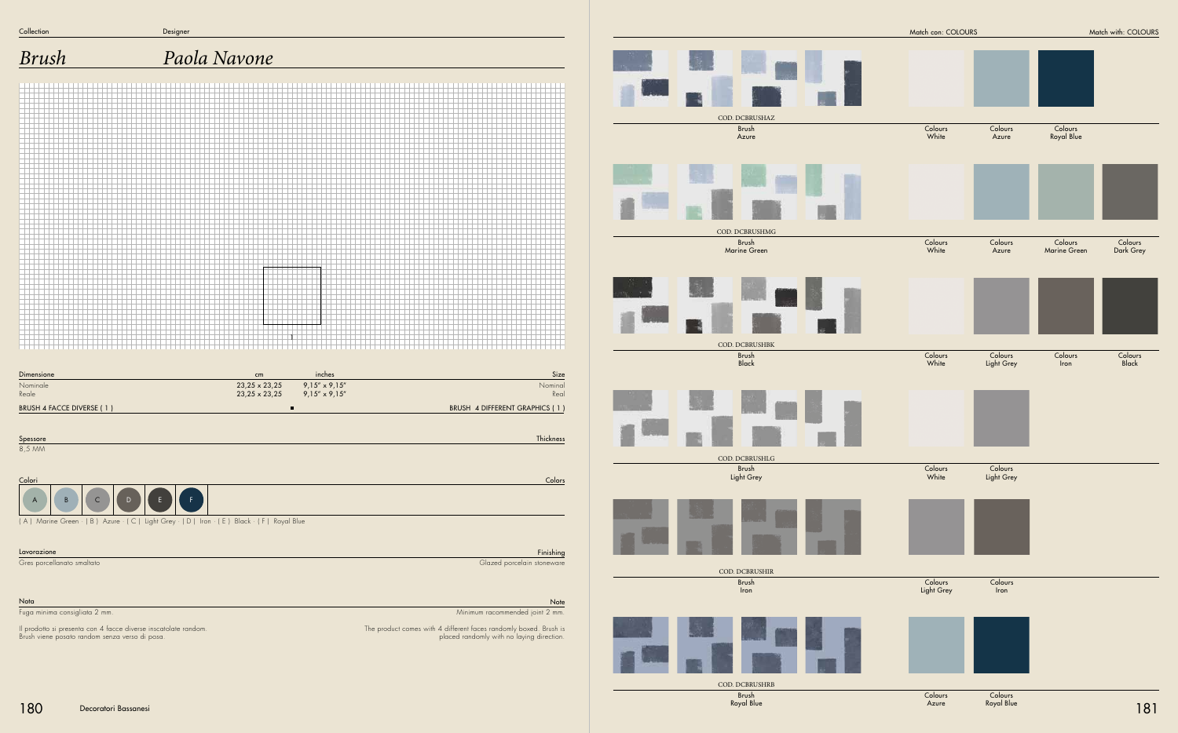| Collection | Designer |
|---|---|
| *Brush* | *Paola Navone* |

| Dimensione | cm | inches | Size |
|---|---|---|---|
| Nominale | 23,25 x 23,25 | 9,15" x 9,15" | Nominal |
| Reale | 23,25 x 23,25 | 9,15" x 9,15" | Real |
| BRUSH 4 FACCE DIVERSE ( 1 ) | | | BRUSH 4 DIFFERENT GRAPHICS ( 1 ) |

**Spessore** / **Thickness**

8,5 MM

**Colori** / **Colors**

A B C D E F

( A ) Marine Green · ( B ) Azure · ( C ) Light Grey · ( D ) Iron · ( E ) Black · ( F ) Royal Blue

**Lavorazione** / **Finishing**

Gres porcellanato smaltato / Glazed porcelain stoneware

**Nota** / **Note**

Fuga minima consigliata 2 mm. / Minimum racommended joint 2 mm.

Il prodotto si presenta con 4 facce diverse inscatolate random. Brush viene posato random senza verso di posa.

The product comes with 4 different faces randomly boxed. Brush is placed randomly with no laying direction.

Match con: COLOURS / Match with: COLOURS

| Code | Product | Match with: COLOURS | | | |
|---|---|---|---|---|---|
| COD. DCBRUSHAZ | Brush Azure | Colours White | Colours Azure | Colours Royal Blue | |
| COD. DCBRUSHMG | Brush Marine Green | Colours White | Colours Azure | Colours Marine Green | Colours Dark Grey |
| COD. DCBRUSHBK | Brush Black | Colours White | Colours Light Grey | Colours Iron | Colours Black |
| COD. DCBRUSHLG | Brush Light Grey | Colours White | Colours Light Grey | | |
| COD. DCBRUSHIR | Brush Iron | Colours Light Grey | Colours Iron | | |
| COD. DCBRUSHRB | Brush Royal Blue | Colours Azure | Colours Royal Blue | | |

Decoratori Bassanesi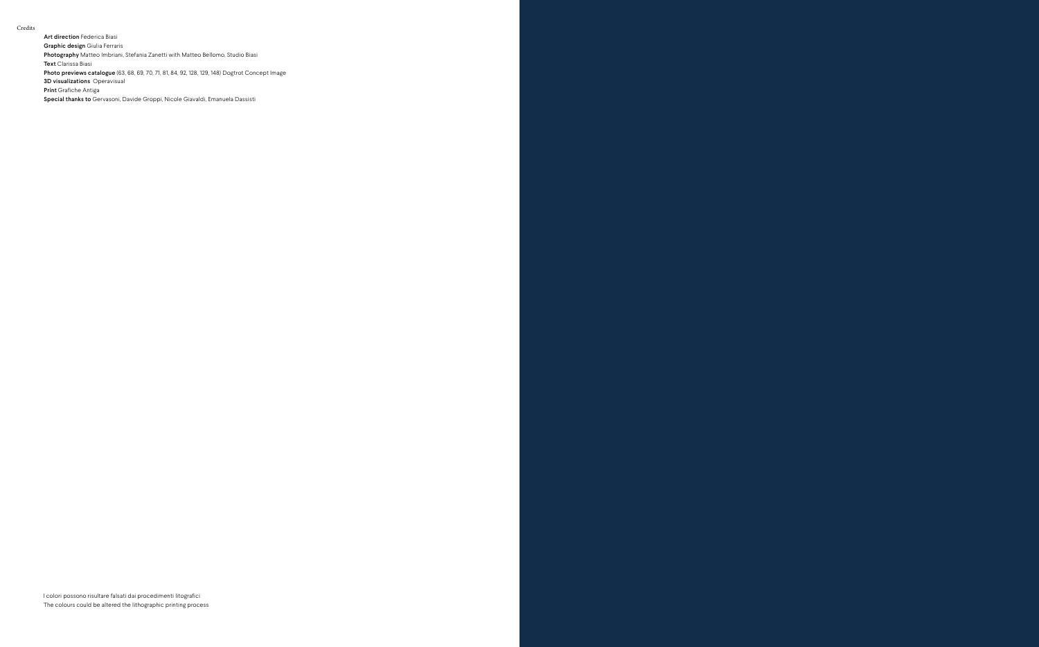Credits

**Art direction** Federica Biasi
**Graphic design** Giulia Ferraris
**Photography** Matteo Imbriani, Stefania Zanetti with Matteo Bellomo, Studio Biasi
**Text** Clarissa Biasi
**Photo previews catalogue** (63, 68, 69, 70, 71, 81, 84, 92, 128, 129, 148) Dogtrot Concept Image
**3D visualizations** Operavisual
**Print** Grafiche Antiga
**Special thanks to** Gervasoni, Davide Groppi, Nicole Giavaldi, Emanuela Dassisti

I colori possono risultare falsati dai procedimenti litografici
The colours could be altered the lithographic printing process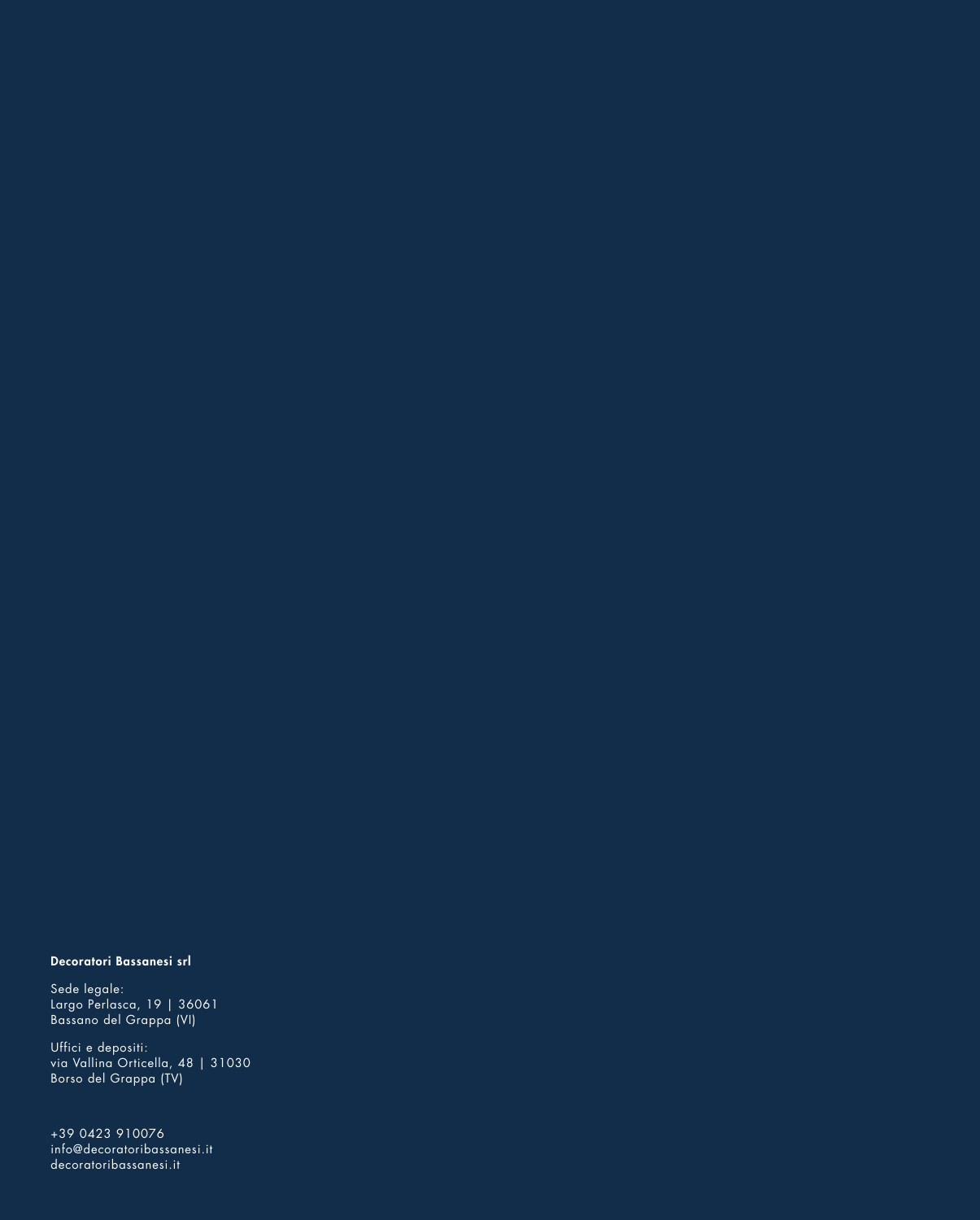**Decoratori Bassanesi srl**

Sede legale:
Largo Perlasca, 19 | 36061
Bassano del Grappa (VI)

Uffici e depositi:
via Vallina Orticella, 48 | 31030
Borso del Grappa (TV)

+39 0423 910076
info@decoratoribassanesi.it
decoratoribassanesi.it